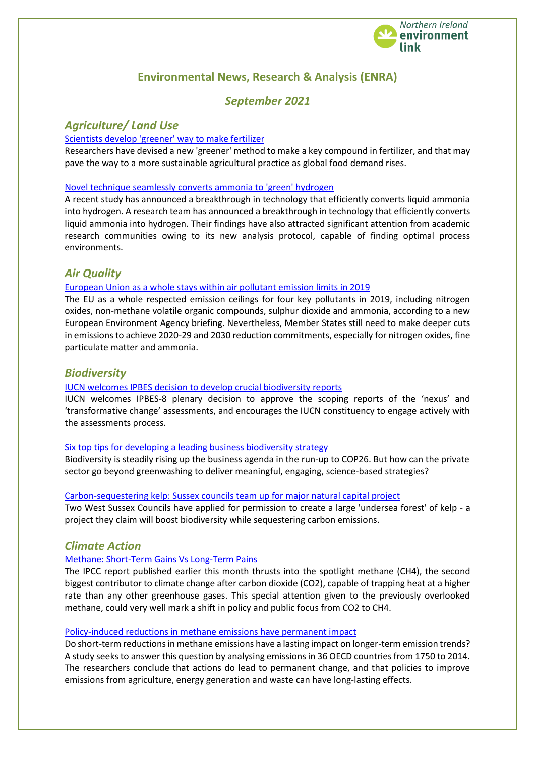Northern Ireland environment link

# Environmental News, Research & Analysis (ENRA)

## *September 2021*

## *Agriculture/ Land Use*

[Scientists develop 'greener' way to make fertilizer]

Researchers have devised a new 'greener' method to make a key compound in fertilizer, and that may pave the way to a more sustainable agricultural practice as global food demand rises.

[Novel technique seamlessly converts ammonia to 'green' hydrogen]

A recent study has announced a breakthrough in technology that efficiently converts liquid ammonia into hydrogen. A research team has announced a breakthrough in technology that efficiently converts liquid ammonia into hydrogen. Their findings have also attracted significant attention from academic research communities owing to its new analysis protocol, capable of finding optimal process environments.

## *Air Quality*

[European Union as a whole stays within air pollutant emission limits in 2019]

The EU as a whole respected emission ceilings for four key pollutants in 2019, including nitrogen oxides, non-methane volatile organic compounds, sulphur dioxide and ammonia, according to a new European Environment Agency briefing. Nevertheless, Member States still need to make deeper cuts in emissions to achieve 2020-29 and 2030 reduction commitments, especially for nitrogen oxides, fine particulate matter and ammonia.

## *Biodiversity*

[IUCN welcomes IPBES decision to develop crucial biodiversity reports]

IUCN welcomes IPBES-8 plenary decision to approve the scoping reports of the 'nexus' and 'transformative change' assessments, and encourages the IUCN constituency to engage actively with the assessments process.

[Six top tips for developing a leading business biodiversity strategy]

Biodiversity is steadily rising up the business agenda in the run-up to COP26. But how can the private sector go beyond greenwashing to deliver meaningful, engaging, science-based strategies?

[Carbon-sequestering kelp: Sussex councils team up for major natural capital project]

Two West Sussex Councils have applied for permission to create a large 'undersea forest' of kelp - a project they claim will boost biodiversity while sequestering carbon emissions.

## *Climate Action*

[Methane: Short-Term Gains Vs Long-Term Pains]

The IPCC report published earlier this month thrusts into the spotlight methane ($CH_4$), the second biggest contributor to climate change after carbon dioxide ($CO_2$), capable of trapping heat at a higher rate than any other greenhouse gases. This special attention given to the previously overlooked methane, could very well mark a shift in policy and public focus from $CO_2$ to $CH_4$.

[Policy-induced reductions in methane emissions have permanent impact]

Do short-term reductions in methane emissions have a lasting impact on longer-term emission trends? A study seeks to answer this question by analysing emissions in 36 OECD countries from 1750 to 2014. The researchers conclude that actions do lead to permanent change, and that policies to improve emissions from agriculture, energy generation and waste can have long-lasting effects.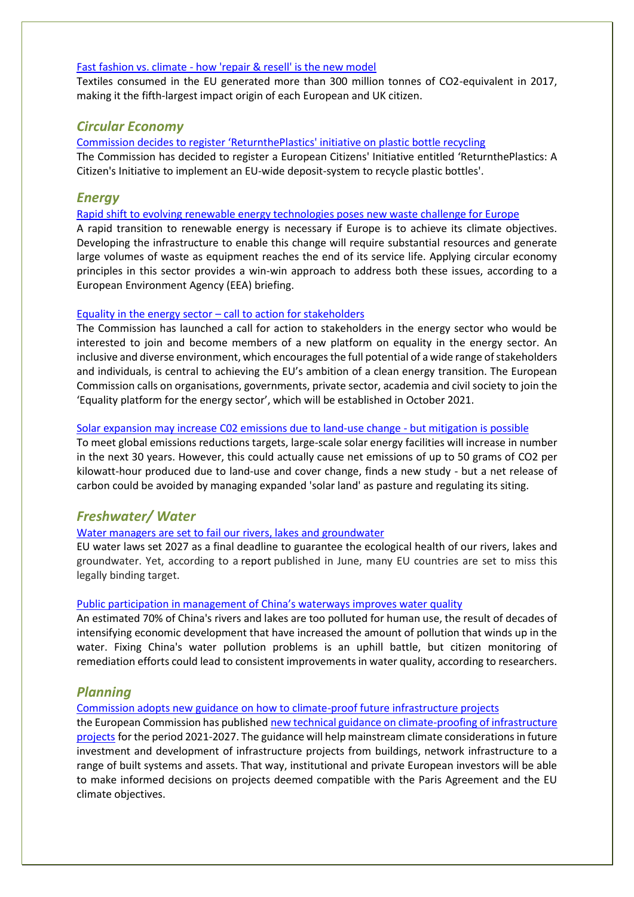Fast fashion vs. climate - how 'repair & resell' is the new model

Textiles consumed in the EU generated more than 300 million tonnes of $CO_2$-equivalent in 2017, making it the fifth-largest impact origin of each European and UK citizen.

## *Circular Economy*

Commission decides to register 'ReturnthePlastics' initiative on plastic bottle recycling

The Commission has decided to register a European Citizens' Initiative entitled 'ReturnthePlastics: A Citizen's Initiative to implement an EU-wide deposit-system to recycle plastic bottles'.

## *Energy*

Rapid shift to evolving renewable energy technologies poses new waste challenge for Europe

A rapid transition to renewable energy is necessary if Europe is to achieve its climate objectives. Developing the infrastructure to enable this change will require substantial resources and generate large volumes of waste as equipment reaches the end of its service life. Applying circular economy principles in this sector provides a win-win approach to address both these issues, according to a European Environment Agency (EEA) briefing.

Equality in the energy sector – call to action for stakeholders

The Commission has launched a call for action to stakeholders in the energy sector who would be interested to join and become members of a new platform on equality in the energy sector. An inclusive and diverse environment, which encourages the full potential of a wide range of stakeholders and individuals, is central to achieving the EU's ambition of a clean energy transition. The European Commission calls on organisations, governments, private sector, academia and civil society to join the 'Equality platform for the energy sector', which will be established in October 2021.

Solar expansion may increase C02 emissions due to land-use change - but mitigation is possible

To meet global emissions reductions targets, large-scale solar energy facilities will increase in number in the next 30 years. However, this could actually cause net emissions of up to 50 grams of $CO_2$ per kilowatt-hour produced due to land-use and cover change, finds a new study - but a net release of carbon could be avoided by managing expanded 'solar land' as pasture and regulating its siting.

## *Freshwater/ Water*

Water managers are set to fail our rivers, lakes and groundwater

EU water laws set 2027 as a final deadline to guarantee the ecological health of our rivers, lakes and groundwater. Yet, according to a report published in June, many EU countries are set to miss this legally binding target.

Public participation in management of China's waterways improves water quality

An estimated 70% of China's rivers and lakes are too polluted for human use, the result of decades of intensifying economic development that have increased the amount of pollution that winds up in the water. Fixing China's water pollution problems is an uphill battle, but citizen monitoring of remediation efforts could lead to consistent improvements in water quality, according to researchers.

## *Planning*

Commission adopts new guidance on how to climate-proof future infrastructure projects

the European Commission has published new technical guidance on climate-proofing of infrastructure projects for the period 2021-2027. The guidance will help mainstream climate considerations in future investment and development of infrastructure projects from buildings, network infrastructure to a range of built systems and assets. That way, institutional and private European investors will be able to make informed decisions on projects deemed compatible with the Paris Agreement and the EU climate objectives.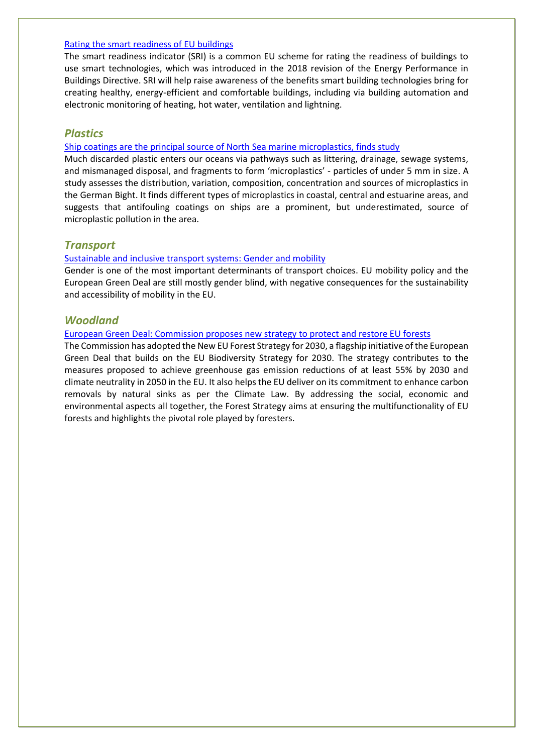Rating the smart readiness of EU buildings

The smart readiness indicator (SRI) is a common EU scheme for rating the readiness of buildings to use smart technologies, which was introduced in the 2018 revision of the Energy Performance in Buildings Directive. SRI will help raise awareness of the benefits smart building technologies bring for creating healthy, energy-efficient and comfortable buildings, including via building automation and electronic monitoring of heating, hot water, ventilation and lightning.

## *Plastics*

Ship coatings are the principal source of North Sea marine microplastics, finds study

Much discarded plastic enters our oceans via pathways such as littering, drainage, sewage systems, and mismanaged disposal, and fragments to form 'microplastics' - particles of under 5 mm in size. A study assesses the distribution, variation, composition, concentration and sources of microplastics in the German Bight. It finds different types of microplastics in coastal, central and estuarine areas, and suggests that antifouling coatings on ships are a prominent, but underestimated, source of microplastic pollution in the area.

## *Transport*

Sustainable and inclusive transport systems: Gender and mobility

Gender is one of the most important determinants of transport choices. EU mobility policy and the European Green Deal are still mostly gender blind, with negative consequences for the sustainability and accessibility of mobility in the EU.

## *Woodland*

European Green Deal: Commission proposes new strategy to protect and restore EU forests

The Commission has adopted the New EU Forest Strategy for 2030, a flagship initiative of the European Green Deal that builds on the EU Biodiversity Strategy for 2030. The strategy contributes to the measures proposed to achieve greenhouse gas emission reductions of at least 55% by 2030 and climate neutrality in 2050 in the EU. It also helps the EU deliver on its commitment to enhance carbon removals by natural sinks as per the Climate Law. By addressing the social, economic and environmental aspects all together, the Forest Strategy aims at ensuring the multifunctionality of EU forests and highlights the pivotal role played by foresters.